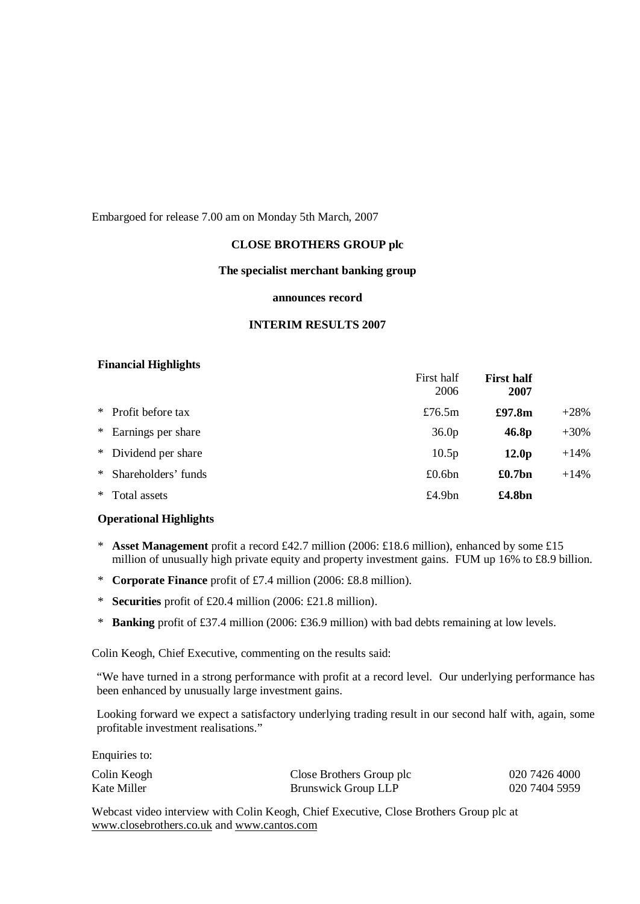Embargoed for release 7.00 am on Monday 5th March, 2007

**CLOSE BROTHERS GROUP plc**

**The specialist merchant banking group**

**announces record**

**INTERIM RESULTS 2007**

**Financial Highlights**

| | First half 2006 | **First half 2007** | |
|---|---|---|---|
| * Profit before tax | £76.5m | **£97.8m** | +28% |
| * Earnings per share | 36.0p | **46.8p** | +30% |
| * Dividend per share | 10.5p | **12.0p** | +14% |
| * Shareholders' funds | £0.6bn | **£0.7bn** | +14% |
| * Total assets | £4.9bn | **£4.8bn** | |

**Operational Highlights**

* **Asset Management** profit a record £42.7 million (2006: £18.6 million), enhanced by some £15 million of unusually high private equity and property investment gains. FUM up 16% to £8.9 billion.
* **Corporate Finance** profit of £7.4 million (2006: £8.8 million).
* **Securities** profit of £20.4 million (2006: £21.8 million).
* **Banking** profit of £37.4 million (2006: £36.9 million) with bad debts remaining at low levels.

Colin Keogh, Chief Executive, commenting on the results said:

"We have turned in a strong performance with profit at a record level. Our underlying performance has been enhanced by unusually large investment gains.

Looking forward we expect a satisfactory underlying trading result in our second half with, again, some profitable investment realisations."

Enquiries to:

| | | |
|---|---|---|
| Colin Keogh | Close Brothers Group plc | 020 7426 4000 |
| Kate Miller | Brunswick Group LLP | 020 7404 5959 |

Webcast video interview with Colin Keogh, Chief Executive, Close Brothers Group plc at www.closebrothers.co.uk and www.cantos.com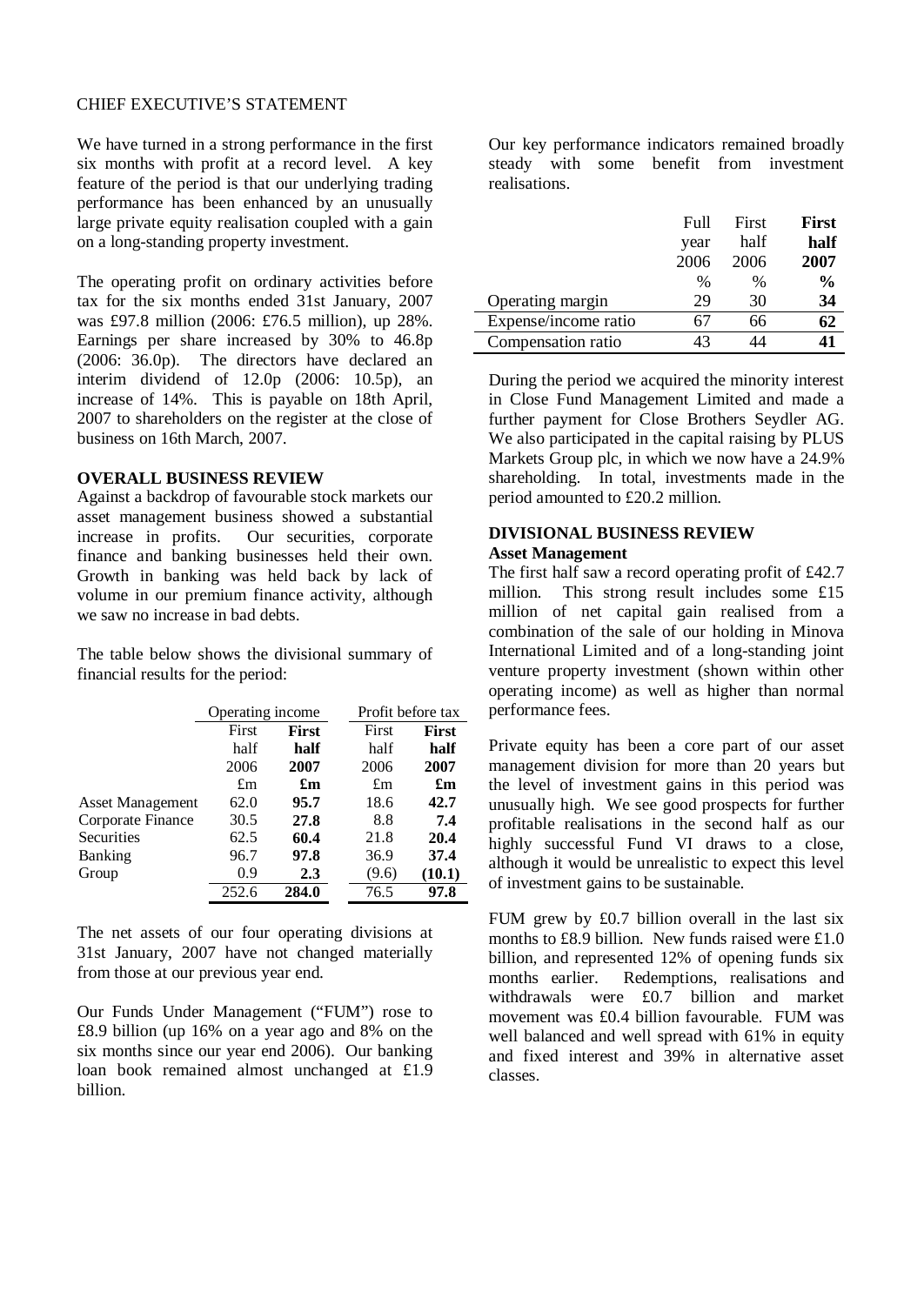CHIEF EXECUTIVE'S STATEMENT

We have turned in a strong performance in the first six months with profit at a record level. A key feature of the period is that our underlying trading performance has been enhanced by an unusually large private equity realisation coupled with a gain on a long-standing property investment.

The operating profit on ordinary activities before tax for the six months ended 31st January, 2007 was £97.8 million (2006: £76.5 million), up 28%. Earnings per share increased by 30% to 46.8p (2006: 36.0p). The directors have declared an interim dividend of 12.0p (2006: 10.5p), an increase of 14%. This is payable on 18th April, 2007 to shareholders on the register at the close of business on 16th March, 2007.

**OVERALL BUSINESS REVIEW**

Against a backdrop of favourable stock markets our asset management business showed a substantial increase in profits. Our securities, corporate finance and banking businesses held their own. Growth in banking was held back by lack of volume in our premium finance activity, although we saw no increase in bad debts.

The table below shows the divisional summary of financial results for the period:

| | Operating income | | Profit before tax | |
|---|---|---|---|---|
| | First half 2006 | **First half 2007** | First half 2006 | **First half 2007** |
| | £m | **£m** | £m | **£m** |
| Asset Management | 62.0 | **95.7** | 18.6 | **42.7** |
| Corporate Finance | 30.5 | **27.8** | 8.8 | **7.4** |
| Securities | 62.5 | **60.4** | 21.8 | **20.4** |
| Banking | 96.7 | **97.8** | 36.9 | **37.4** |
| Group | 0.9 | **2.3** | (9.6) | **(10.1)** |
| | 252.6 | **284.0** | 76.5 | **97.8** |

The net assets of our four operating divisions at 31st January, 2007 have not changed materially from those at our previous year end.

Our Funds Under Management ("FUM") rose to £8.9 billion (up 16% on a year ago and 8% on the six months since our year end 2006). Our banking loan book remained almost unchanged at £1.9 billion.

Our key performance indicators remained broadly steady with some benefit from investment realisations.

| | Full year 2006 | First half 2006 | **First half 2007** |
|---|---|---|---|
| | % | % | **%** |
| Operating margin | 29 | 30 | **34** |
| Expense/income ratio | 67 | 66 | **62** |
| Compensation ratio | 43 | 44 | **41** |

During the period we acquired the minority interest in Close Fund Management Limited and made a further payment for Close Brothers Seydler AG. We also participated in the capital raising by PLUS Markets Group plc, in which we now have a 24.9% shareholding. In total, investments made in the period amounted to £20.2 million.

**DIVISIONAL BUSINESS REVIEW**

**Asset Management**

The first half saw a record operating profit of £42.7 million. This strong result includes some £15 million of net capital gain realised from a combination of the sale of our holding in Minova International Limited and of a long-standing joint venture property investment (shown within other operating income) as well as higher than normal performance fees.

Private equity has been a core part of our asset management division for more than 20 years but the level of investment gains in this period was unusually high. We see good prospects for further profitable realisations in the second half as our highly successful Fund VI draws to a close, although it would be unrealistic to expect this level of investment gains to be sustainable.

FUM grew by £0.7 billion overall in the last six months to £8.9 billion. New funds raised were £1.0 billion, and represented 12% of opening funds six months earlier. Redemptions, realisations and withdrawals were £0.7 billion and market movement was £0.4 billion favourable. FUM was well balanced and well spread with 61% in equity and fixed interest and 39% in alternative asset classes.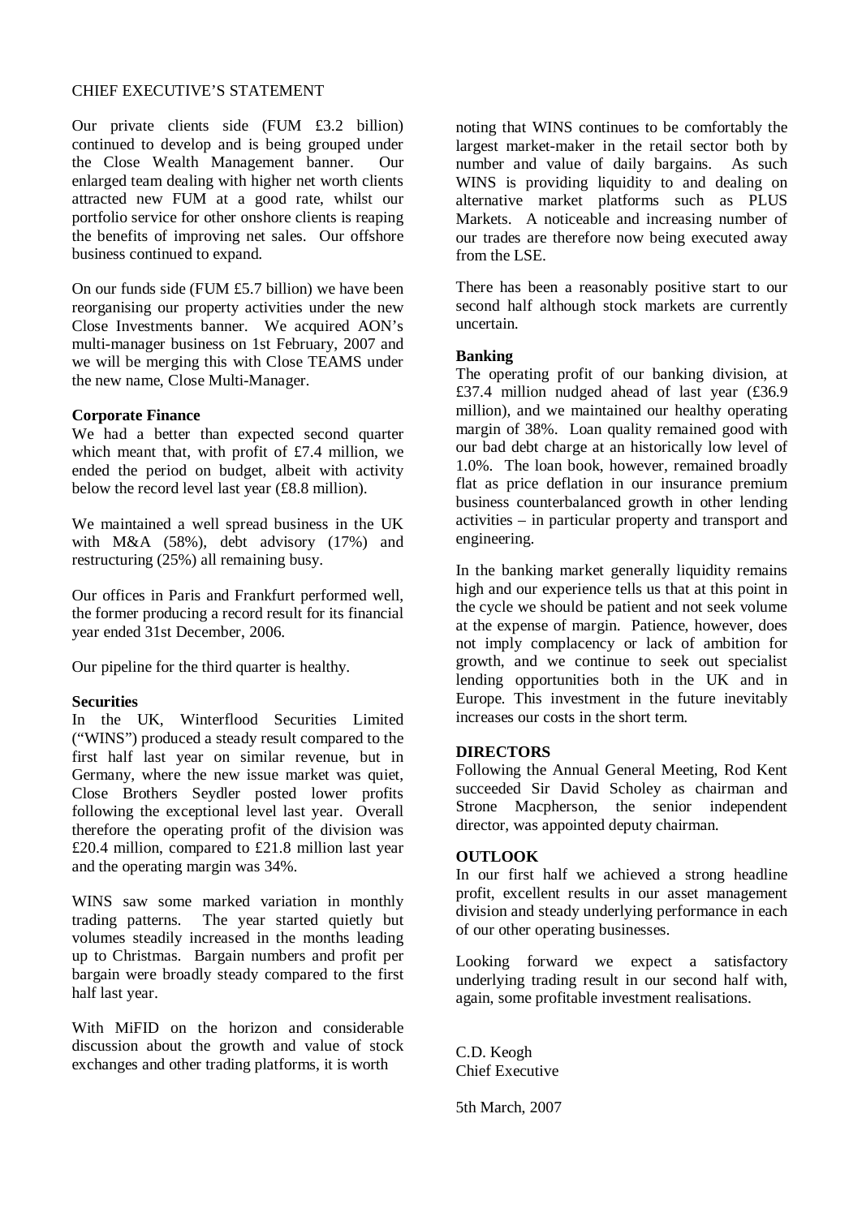CHIEF EXECUTIVE'S STATEMENT

Our private clients side (FUM £3.2 billion) continued to develop and is being grouped under the Close Wealth Management banner. Our enlarged team dealing with higher net worth clients attracted new FUM at a good rate, whilst our portfolio service for other onshore clients is reaping the benefits of improving net sales. Our offshore business continued to expand.

On our funds side (FUM £5.7 billion) we have been reorganising our property activities under the new Close Investments banner. We acquired AON's multi-manager business on 1st February, 2007 and we will be merging this with Close TEAMS under the new name, Close Multi-Manager.

**Corporate Finance**

We had a better than expected second quarter which meant that, with profit of £7.4 million, we ended the period on budget, albeit with activity below the record level last year (£8.8 million).

We maintained a well spread business in the UK with M&A (58%), debt advisory (17%) and restructuring (25%) all remaining busy.

Our offices in Paris and Frankfurt performed well, the former producing a record result for its financial year ended 31st December, 2006.

Our pipeline for the third quarter is healthy.

**Securities**

In the UK, Winterflood Securities Limited ("WINS") produced a steady result compared to the first half last year on similar revenue, but in Germany, where the new issue market was quiet, Close Brothers Seydler posted lower profits following the exceptional level last year. Overall therefore the operating profit of the division was £20.4 million, compared to £21.8 million last year and the operating margin was 34%.

WINS saw some marked variation in monthly trading patterns. The year started quietly but volumes steadily increased in the months leading up to Christmas. Bargain numbers and profit per bargain were broadly steady compared to the first half last year.

With MiFID on the horizon and considerable discussion about the growth and value of stock exchanges and other trading platforms, it is worth noting that WINS continues to be comfortably the largest market-maker in the retail sector both by number and value of daily bargains. As such WINS is providing liquidity to and dealing on alternative market platforms such as PLUS Markets. A noticeable and increasing number of our trades are therefore now being executed away from the LSE.

There has been a reasonably positive start to our second half although stock markets are currently uncertain.

**Banking**

The operating profit of our banking division, at £37.4 million nudged ahead of last year (£36.9 million), and we maintained our healthy operating margin of 38%. Loan quality remained good with our bad debt charge at an historically low level of 1.0%. The loan book, however, remained broadly flat as price deflation in our insurance premium business counterbalanced growth in other lending activities – in particular property and transport and engineering.

In the banking market generally liquidity remains high and our experience tells us that at this point in the cycle we should be patient and not seek volume at the expense of margin. Patience, however, does not imply complacency or lack of ambition for growth, and we continue to seek out specialist lending opportunities both in the UK and in Europe. This investment in the future inevitably increases our costs in the short term.

**DIRECTORS**

Following the Annual General Meeting, Rod Kent succeeded Sir David Scholey as chairman and Strone Macpherson, the senior independent director, was appointed deputy chairman.

**OUTLOOK**

In our first half we achieved a strong headline profit, excellent results in our asset management division and steady underlying performance in each of our other operating businesses.

Looking forward we expect a satisfactory underlying trading result in our second half with, again, some profitable investment realisations.

C.D. Keogh
Chief Executive

5th March, 2007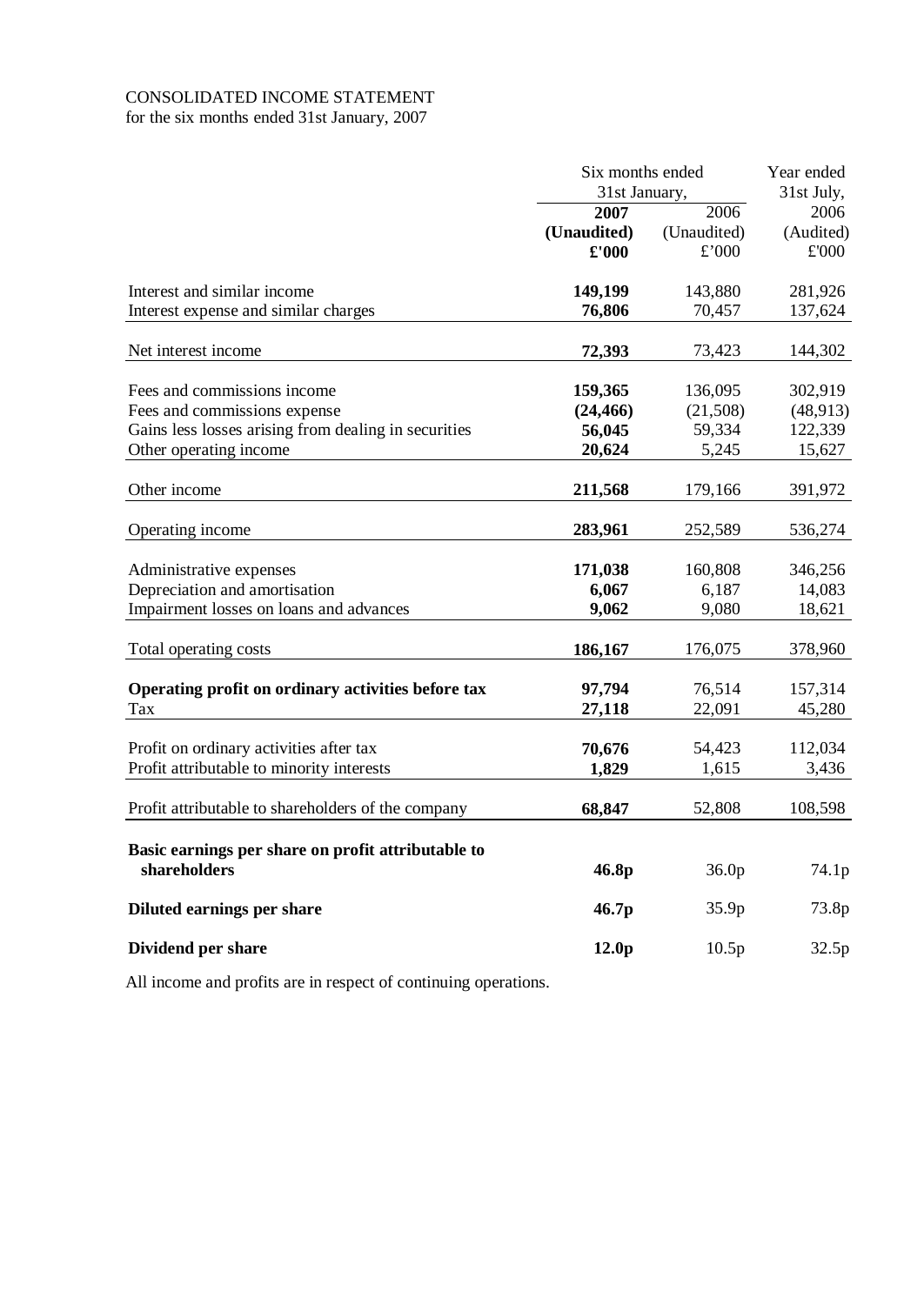CONSOLIDATED INCOME STATEMENT
for the six months ended 31st January, 2007

| | Six months ended 31st January, | | Year ended 31st July, |
|---|---|---|---|
| | **2007** | 2006 | 2006 |
| | **(Unaudited)** | (Unaudited) | (Audited) |
| | **£'000** | £'000 | £'000 |
| Interest and similar income | **149,199** | 143,880 | 281,926 |
| Interest expense and similar charges | **76,806** | 70,457 | 137,624 |
| Net interest income | **72,393** | 73,423 | 144,302 |
| Fees and commissions income | **159,365** | 136,095 | 302,919 |
| Fees and commissions expense | **(24,466)** | (21,508) | (48,913) |
| Gains less losses arising from dealing in securities | **56,045** | 59,334 | 122,339 |
| Other operating income | **20,624** | 5,245 | 15,627 |
| Other income | **211,568** | 179,166 | 391,972 |
| Operating income | **283,961** | 252,589 | 536,274 |
| Administrative expenses | **171,038** | 160,808 | 346,256 |
| Depreciation and amortisation | **6,067** | 6,187 | 14,083 |
| Impairment losses on loans and advances | **9,062** | 9,080 | 18,621 |
| Total operating costs | **186,167** | 176,075 | 378,960 |
| **Operating profit on ordinary activities before tax** | **97,794** | 76,514 | 157,314 |
| Tax | **27,118** | 22,091 | 45,280 |
| Profit on ordinary activities after tax | **70,676** | 54,423 | 112,034 |
| Profit attributable to minority interests | **1,829** | 1,615 | 3,436 |
| Profit attributable to shareholders of the company | **68,847** | 52,808 | 108,598 |
| **Basic earnings per share on profit attributable to shareholders** | **46.8p** | 36.0p | 74.1p |
| **Diluted earnings per share** | **46.7p** | 35.9p | 73.8p |
| **Dividend per share** | **12.0p** | 10.5p | 32.5p |

All income and profits are in respect of continuing operations.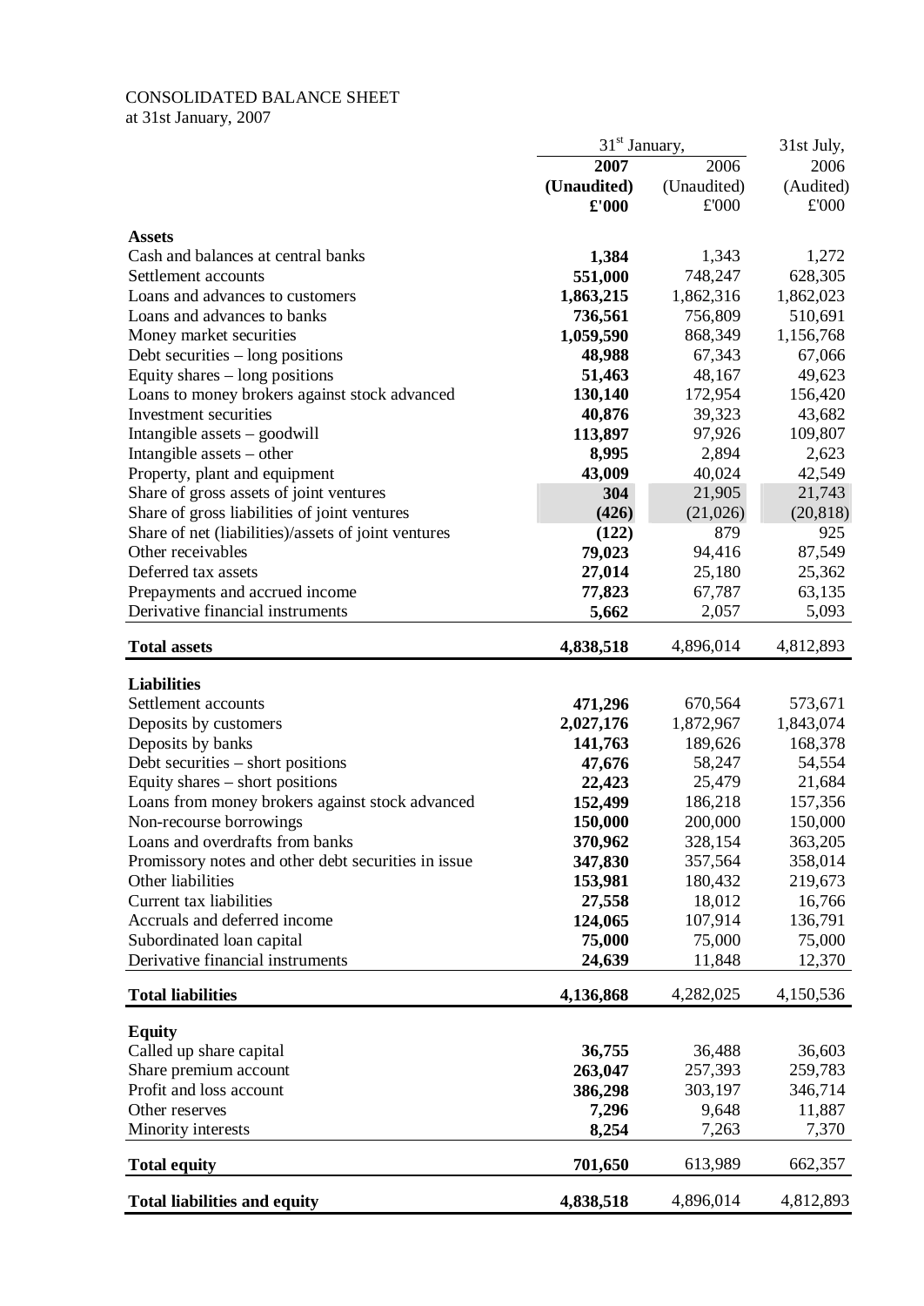CONSOLIDATED BALANCE SHEET
at 31st January, 2007

| | 31st January, 2007 (Unaudited) £'000 | 31st January, 2006 (Unaudited) £'000 | 31st July, 2006 (Audited) £'000 |
|---|---|---|---|
| **Assets** | | | |
| Cash and balances at central banks | **1,384** | 1,343 | 1,272 |
| Settlement accounts | **551,000** | 748,247 | 628,305 |
| Loans and advances to customers | **1,863,215** | 1,862,316 | 1,862,023 |
| Loans and advances to banks | **736,561** | 756,809 | 510,691 |
| Money market securities | **1,059,590** | 868,349 | 1,156,768 |
| Debt securities – long positions | **48,988** | 67,343 | 67,066 |
| Equity shares – long positions | **51,463** | 48,167 | 49,623 |
| Loans to money brokers against stock advanced | **130,140** | 172,954 | 156,420 |
| Investment securities | **40,876** | 39,323 | 43,682 |
| Intangible assets – goodwill | **113,897** | 97,926 | 109,807 |
| Intangible assets – other | **8,995** | 2,894 | 2,623 |
| Property, plant and equipment | **43,009** | 40,024 | 42,549 |
| Share of gross assets of joint ventures | **304** | 21,905 | 21,743 |
| Share of gross liabilities of joint ventures | **(426)** | (21,026) | (20,818) |
| Share of net (liabilities)/assets of joint ventures | **(122)** | 879 | 925 |
| Other receivables | **79,023** | 94,416 | 87,549 |
| Deferred tax assets | **27,014** | 25,180 | 25,362 |
| Prepayments and accrued income | **77,823** | 67,787 | 63,135 |
| Derivative financial instruments | **5,662** | 2,057 | 5,093 |
| **Total assets** | **4,838,518** | 4,896,014 | 4,812,893 |
| **Liabilities** | | | |
| Settlement accounts | **471,296** | 670,564 | 573,671 |
| Deposits by customers | **2,027,176** | 1,872,967 | 1,843,074 |
| Deposits by banks | **141,763** | 189,626 | 168,378 |
| Debt securities – short positions | **47,676** | 58,247 | 54,554 |
| Equity shares – short positions | **22,423** | 25,479 | 21,684 |
| Loans from money brokers against stock advanced | **152,499** | 186,218 | 157,356 |
| Non-recourse borrowings | **150,000** | 200,000 | 150,000 |
| Loans and overdrafts from banks | **370,962** | 328,154 | 363,205 |
| Promissory notes and other debt securities in issue | **347,830** | 357,564 | 358,014 |
| Other liabilities | **153,981** | 180,432 | 219,673 |
| Current tax liabilities | **27,558** | 18,012 | 16,766 |
| Accruals and deferred income | **124,065** | 107,914 | 136,791 |
| Subordinated loan capital | **75,000** | 75,000 | 75,000 |
| Derivative financial instruments | **24,639** | 11,848 | 12,370 |
| **Total liabilities** | **4,136,868** | 4,282,025 | 4,150,536 |
| **Equity** | | | |
| Called up share capital | **36,755** | 36,488 | 36,603 |
| Share premium account | **263,047** | 257,393 | 259,783 |
| Profit and loss account | **386,298** | 303,197 | 346,714 |
| Other reserves | **7,296** | 9,648 | 11,887 |
| Minority interests | **8,254** | 7,263 | 7,370 |
| **Total equity** | **701,650** | 613,989 | 662,357 |
| **Total liabilities and equity** | **4,838,518** | 4,896,014 | 4,812,893 |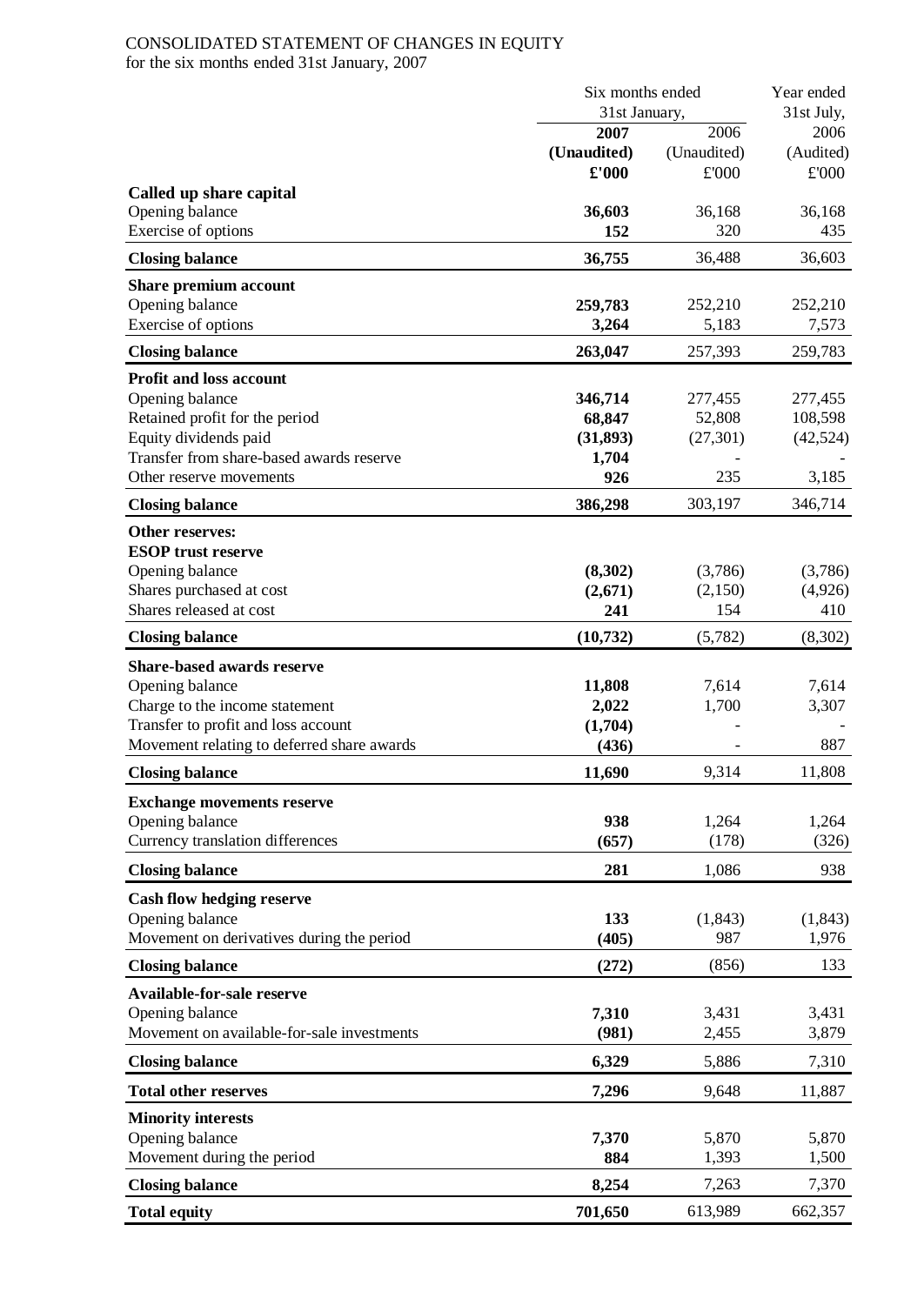CONSOLIDATED STATEMENT OF CHANGES IN EQUITY
for the six months ended 31st January, 2007

| | Six months ended 31st January, 2007 (Unaudited) £'000 | Six months ended 31st January, 2006 (Unaudited) £'000 | Year ended 31st July, 2006 (Audited) £'000 |
|---|---|---|---|
| **Called up share capital** | | | |
| Opening balance | **36,603** | 36,168 | 36,168 |
| Exercise of options | **152** | 320 | 435 |
| **Closing balance** | **36,755** | 36,488 | 36,603 |
| **Share premium account** | | | |
| Opening balance | **259,783** | 252,210 | 252,210 |
| Exercise of options | **3,264** | 5,183 | 7,573 |
| **Closing balance** | **263,047** | 257,393 | 259,783 |
| **Profit and loss account** | | | |
| Opening balance | **346,714** | 277,455 | 277,455 |
| Retained profit for the period | **68,847** | 52,808 | 108,598 |
| Equity dividends paid | **(31,893)** | (27,301) | (42,524) |
| Transfer from share-based awards reserve | **1,704** | - | - |
| Other reserve movements | **926** | 235 | 3,185 |
| **Closing balance** | **386,298** | 303,197 | 346,714 |
| **Other reserves:** | | | |
| **ESOP trust reserve** | | | |
| Opening balance | **(8,302)** | (3,786) | (3,786) |
| Shares purchased at cost | **(2,671)** | (2,150) | (4,926) |
| Shares released at cost | **241** | 154 | 410 |
| **Closing balance** | **(10,732)** | (5,782) | (8,302) |
| **Share-based awards reserve** | | | |
| Opening balance | **11,808** | 7,614 | 7,614 |
| Charge to the income statement | **2,022** | 1,700 | 3,307 |
| Transfer to profit and loss account | **(1,704)** | - | - |
| Movement relating to deferred share awards | **(436)** | - | 887 |
| **Closing balance** | **11,690** | 9,314 | 11,808 |
| **Exchange movements reserve** | | | |
| Opening balance | **938** | 1,264 | 1,264 |
| Currency translation differences | **(657)** | (178) | (326) |
| **Closing balance** | **281** | 1,086 | 938 |
| **Cash flow hedging reserve** | | | |
| Opening balance | **133** | (1,843) | (1,843) |
| Movement on derivatives during the period | **(405)** | 987 | 1,976 |
| **Closing balance** | **(272)** | (856) | 133 |
| **Available-for-sale reserve** | | | |
| Opening balance | **7,310** | 3,431 | 3,431 |
| Movement on available-for-sale investments | **(981)** | 2,455 | 3,879 |
| **Closing balance** | **6,329** | 5,886 | 7,310 |
| **Total other reserves** | **7,296** | 9,648 | 11,887 |
| **Minority interests** | | | |
| Opening balance | **7,370** | 5,870 | 5,870 |
| Movement during the period | **884** | 1,393 | 1,500 |
| **Closing balance** | **8,254** | 7,263 | 7,370 |
| **Total equity** | **701,650** | 613,989 | 662,357 |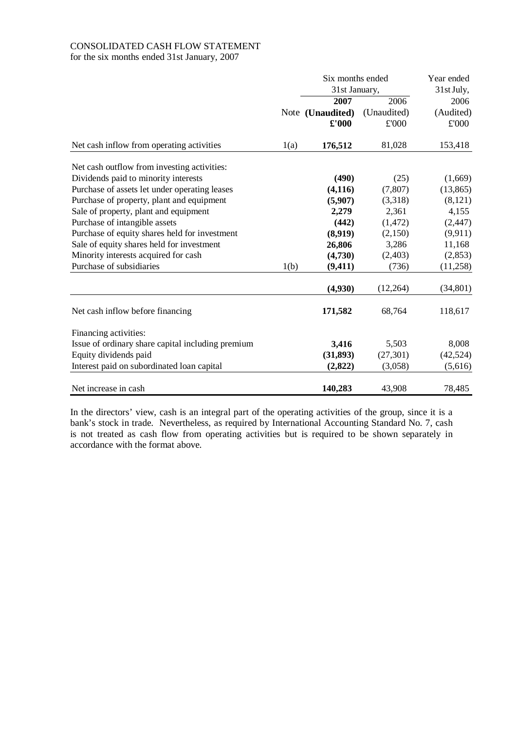CONSOLIDATED CASH FLOW STATEMENT
for the six months ended 31st January, 2007

| | Note | Six months ended 31st January, 2007 (Unaudited) £'000 | Six months ended 31st January, 2006 (Unaudited) £'000 | Year ended 31st July, 2006 (Audited) £'000 |
|---|---|---|---|---|
| Net cash inflow from operating activities | 1(a) | **176,512** | 81,028 | 153,418 |
| Net cash outflow from investing activities: | | | | |
| Dividends paid to minority interests | | **(490)** | (25) | (1,669) |
| Purchase of assets let under operating leases | | **(4,116)** | (7,807) | (13,865) |
| Purchase of property, plant and equipment | | **(5,907)** | (3,318) | (8,121) |
| Sale of property, plant and equipment | | **2,279** | 2,361 | 4,155 |
| Purchase of intangible assets | | **(442)** | (1,472) | (2,447) |
| Purchase of equity shares held for investment | | **(8,919)** | (2,150) | (9,911) |
| Sale of equity shares held for investment | | **26,806** | 3,286 | 11,168 |
| Minority interests acquired for cash | | **(4,730)** | (2,403) | (2,853) |
| Purchase of subsidiaries | 1(b) | **(9,411)** | (736) | (11,258) |
| | | **(4,930)** | (12,264) | (34,801) |
| Net cash inflow before financing | | **171,582** | 68,764 | 118,617 |
| Financing activities: | | | | |
| Issue of ordinary share capital including premium | | **3,416** | 5,503 | 8,008 |
| Equity dividends paid | | **(31,893)** | (27,301) | (42,524) |
| Interest paid on subordinated loan capital | | **(2,822)** | (3,058) | (5,616) |
| Net increase in cash | | **140,283** | 43,908 | 78,485 |

In the directors' view, cash is an integral part of the operating activities of the group, since it is a bank's stock in trade. Nevertheless, as required by International Accounting Standard No. 7, cash is not treated as cash flow from operating activities but is required to be shown separately in accordance with the format above.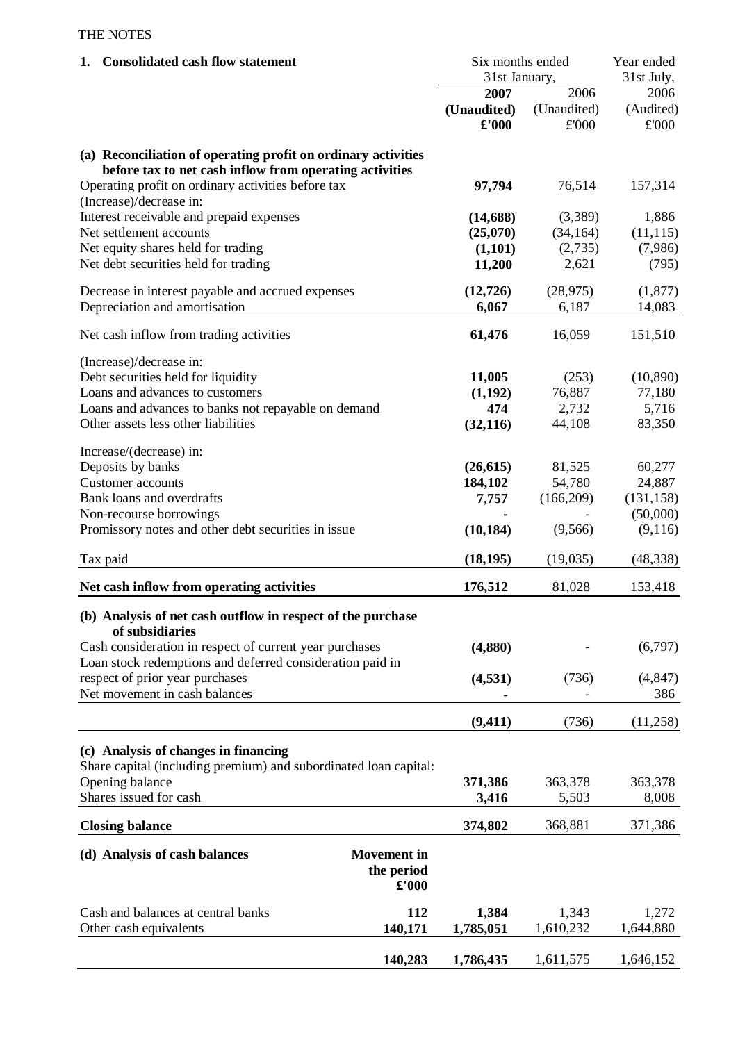THE NOTES

## 1. Consolidated cash flow statement

| | | Six months ended 31st January, 2007 (Unaudited) £'000 | Six months ended 31st January, 2006 (Unaudited) £'000 | Year ended 31st July, 2006 (Audited) £'000 |
|---|---|---|---|---|
| **(a) Reconciliation of operating profit on ordinary activities before tax to net cash inflow from operating activities** | | | | |
| Operating profit on ordinary activities before tax | | **97,794** | 76,514 | 157,314 |
| (Increase)/decrease in: | | | | |
| Interest receivable and prepaid expenses | | **(14,688)** | (3,389) | 1,886 |
| Net settlement accounts | | **(25,070)** | (34,164) | (11,115) |
| Net equity shares held for trading | | **(1,101)** | (2,735) | (7,986) |
| Net debt securities held for trading | | **11,200** | 2,621 | (795) |
| Decrease in interest payable and accrued expenses | | **(12,726)** | (28,975) | (1,877) |
| Depreciation and amortisation | | **6,067** | 6,187 | 14,083 |
| Net cash inflow from trading activities | | **61,476** | 16,059 | 151,510 |
| (Increase)/decrease in: | | | | |
| Debt securities held for liquidity | | **11,005** | (253) | (10,890) |
| Loans and advances to customers | | **(1,192)** | 76,887 | 77,180 |
| Loans and advances to banks not repayable on demand | | **474** | 2,732 | 5,716 |
| Other assets less other liabilities | | **(32,116)** | 44,108 | 83,350 |
| Increase/(decrease) in: | | | | |
| Deposits by banks | | **(26,615)** | 81,525 | 60,277 |
| Customer accounts | | **184,102** | 54,780 | 24,887 |
| Bank loans and overdrafts | | **7,757** | (166,209) | (131,158) |
| Non-recourse borrowings | | **-** | - | (50,000) |
| Promissory notes and other debt securities in issue | | **(10,184)** | (9,566) | (9,116) |
| Tax paid | | **(18,195)** | (19,035) | (48,338) |
| **Net cash inflow from operating activities** | | **176,512** | 81,028 | 153,418 |
| **(b) Analysis of net cash outflow in respect of the purchase of subsidiaries** | | | | |
| Cash consideration in respect of current year purchases | | **(4,880)** | - | (6,797) |
| Loan stock redemptions and deferred consideration paid in respect of prior year purchases | | **(4,531)** | (736) | (4,847) |
| Net movement in cash balances | | **-** | - | 386 |
| | | **(9,411)** | (736) | (11,258) |
| **(c) Analysis of changes in financing** | | | | |
| Share capital (including premium) and subordinated loan capital: | | | | |
| Opening balance | | **371,386** | 363,378 | 363,378 |
| Shares issued for cash | | **3,416** | 5,503 | 8,008 |
| **Closing balance** | | **374,802** | 368,881 | 371,386 |
| **(d) Analysis of cash balances** | **Movement in the period £'000** | | | |
| Cash and balances at central banks | **112** | **1,384** | 1,343 | 1,272 |
| Other cash equivalents | **140,171** | **1,785,051** | 1,610,232 | 1,644,880 |
| | **140,283** | **1,786,435** | 1,611,575 | 1,646,152 |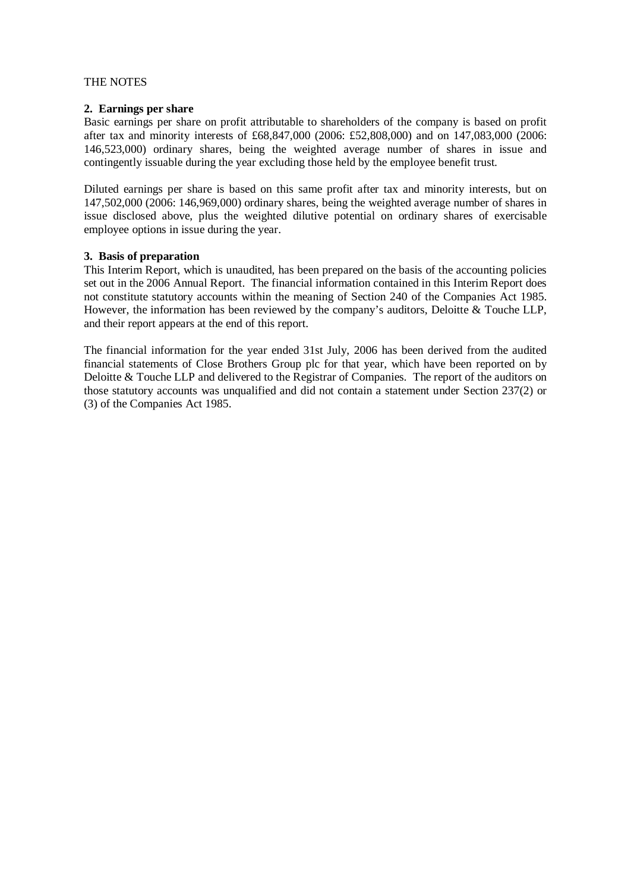THE NOTES

**2. Earnings per share**

Basic earnings per share on profit attributable to shareholders of the company is based on profit after tax and minority interests of £68,847,000 (2006: £52,808,000) and on 147,083,000 (2006: 146,523,000) ordinary shares, being the weighted average number of shares in issue and contingently issuable during the year excluding those held by the employee benefit trust.

Diluted earnings per share is based on this same profit after tax and minority interests, but on 147,502,000 (2006: 146,969,000) ordinary shares, being the weighted average number of shares in issue disclosed above, plus the weighted dilutive potential on ordinary shares of exercisable employee options in issue during the year.

**3. Basis of preparation**

This Interim Report, which is unaudited, has been prepared on the basis of the accounting policies set out in the 2006 Annual Report. The financial information contained in this Interim Report does not constitute statutory accounts within the meaning of Section 240 of the Companies Act 1985. However, the information has been reviewed by the company's auditors, Deloitte & Touche LLP, and their report appears at the end of this report.

The financial information for the year ended 31st July, 2006 has been derived from the audited financial statements of Close Brothers Group plc for that year, which have been reported on by Deloitte & Touche LLP and delivered to the Registrar of Companies. The report of the auditors on those statutory accounts was unqualified and did not contain a statement under Section 237(2) or (3) of the Companies Act 1985.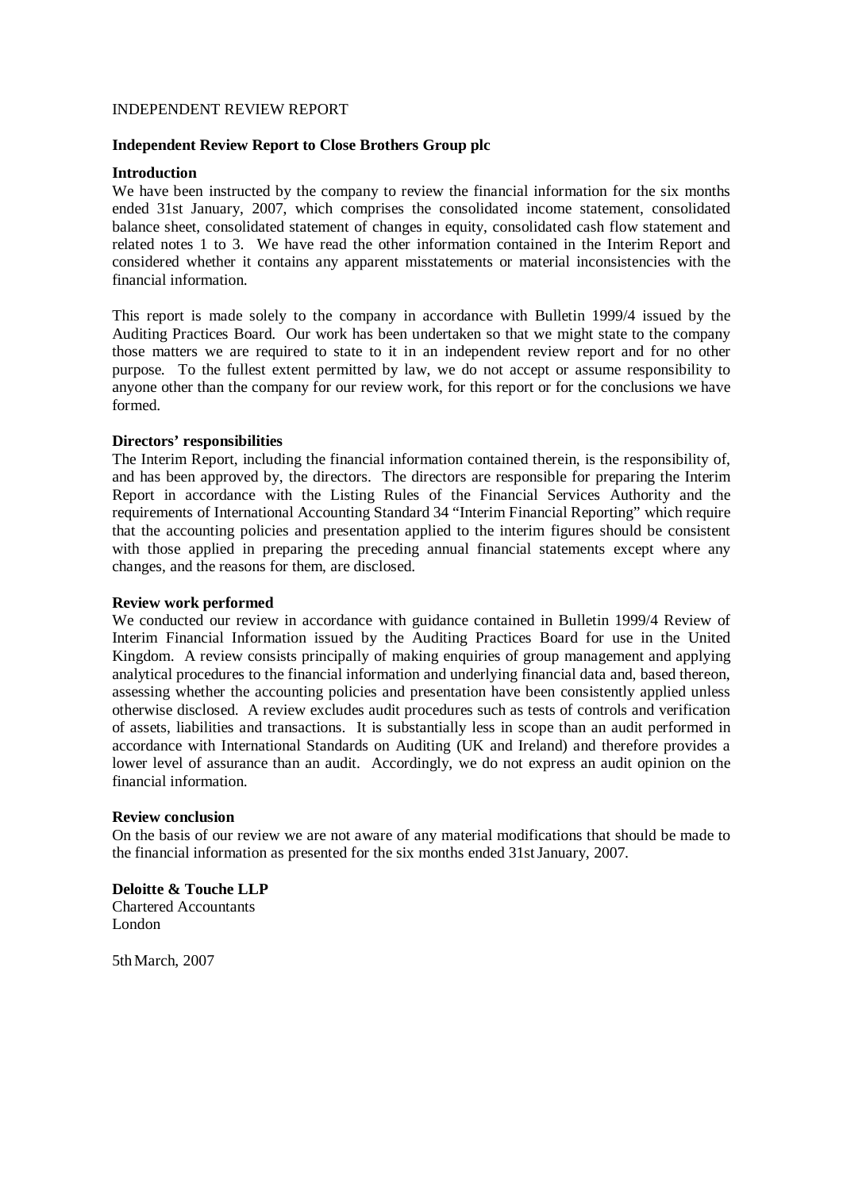INDEPENDENT REVIEW REPORT

**Independent Review Report to Close Brothers Group plc**

**Introduction**

We have been instructed by the company to review the financial information for the six months ended 31st January, 2007, which comprises the consolidated income statement, consolidated balance sheet, consolidated statement of changes in equity, consolidated cash flow statement and related notes 1 to 3. We have read the other information contained in the Interim Report and considered whether it contains any apparent misstatements or material inconsistencies with the financial information.

This report is made solely to the company in accordance with Bulletin 1999/4 issued by the Auditing Practices Board. Our work has been undertaken so that we might state to the company those matters we are required to state to it in an independent review report and for no other purpose. To the fullest extent permitted by law, we do not accept or assume responsibility to anyone other than the company for our review work, for this report or for the conclusions we have formed.

**Directors' responsibilities**

The Interim Report, including the financial information contained therein, is the responsibility of, and has been approved by, the directors. The directors are responsible for preparing the Interim Report in accordance with the Listing Rules of the Financial Services Authority and the requirements of International Accounting Standard 34 "Interim Financial Reporting" which require that the accounting policies and presentation applied to the interim figures should be consistent with those applied in preparing the preceding annual financial statements except where any changes, and the reasons for them, are disclosed.

**Review work performed**

We conducted our review in accordance with guidance contained in Bulletin 1999/4 Review of Interim Financial Information issued by the Auditing Practices Board for use in the United Kingdom. A review consists principally of making enquiries of group management and applying analytical procedures to the financial information and underlying financial data and, based thereon, assessing whether the accounting policies and presentation have been consistently applied unless otherwise disclosed. A review excludes audit procedures such as tests of controls and verification of assets, liabilities and transactions. It is substantially less in scope than an audit performed in accordance with International Standards on Auditing (UK and Ireland) and therefore provides a lower level of assurance than an audit. Accordingly, we do not express an audit opinion on the financial information.

**Review conclusion**

On the basis of our review we are not aware of any material modifications that should be made to the financial information as presented for the six months ended 31st January, 2007.

**Deloitte & Touche LLP**
Chartered Accountants
London

5th March, 2007